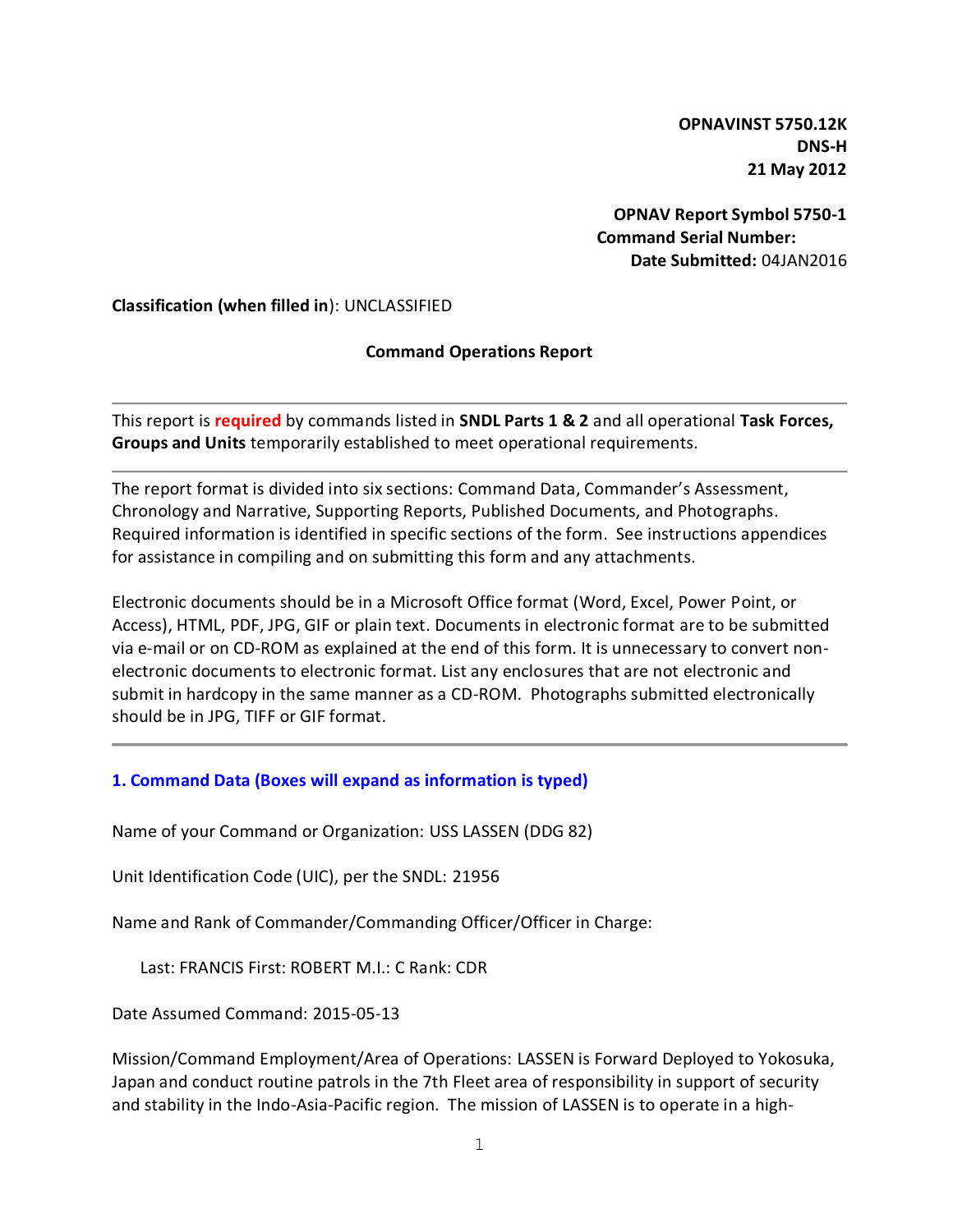**OPNAVINST 5750.12K**
**DNS-H**
**21 May 2012**

**OPNAV Report Symbol 5750-1**
**Command Serial Number:**
**Date Submitted:** 04JAN2016

**Classification (when filled in**): UNCLASSIFIED

**Command Operations Report**

---

This report is **required** by commands listed in **SNDL Parts 1 & 2** and all operational **Task Forces, Groups and Units** temporarily established to meet operational requirements.

---

The report format is divided into six sections: Command Data, Commander's Assessment, Chronology and Narrative, Supporting Reports, Published Documents, and Photographs. Required information is identified in specific sections of the form. See instructions appendices for assistance in compiling and on submitting this form and any attachments.

Electronic documents should be in a Microsoft Office format (Word, Excel, Power Point, or Access), HTML, PDF, JPG, GIF or plain text. Documents in electronic format are to be submitted via e-mail or on CD-ROM as explained at the end of this form. It is unnecessary to convert non-electronic documents to electronic format. List any enclosures that are not electronic and submit in hardcopy in the same manner as a CD-ROM. Photographs submitted electronically should be in JPG, TIFF or GIF format.

---

## 1. Command Data (Boxes will expand as information is typed)

Name of your Command or Organization: USS LASSEN (DDG 82)

Unit Identification Code (UIC), per the SNDL: 21956

Name and Rank of Commander/Commanding Officer/Officer in Charge:

Last: FRANCIS First: ROBERT M.I.: C Rank: CDR

Date Assumed Command: 2015-05-13

Mission/Command Employment/Area of Operations: LASSEN is Forward Deployed to Yokosuka, Japan and conduct routine patrols in the 7th Fleet area of responsibility in support of security and stability in the Indo-Asia-Pacific region. The mission of LASSEN is to operate in a high-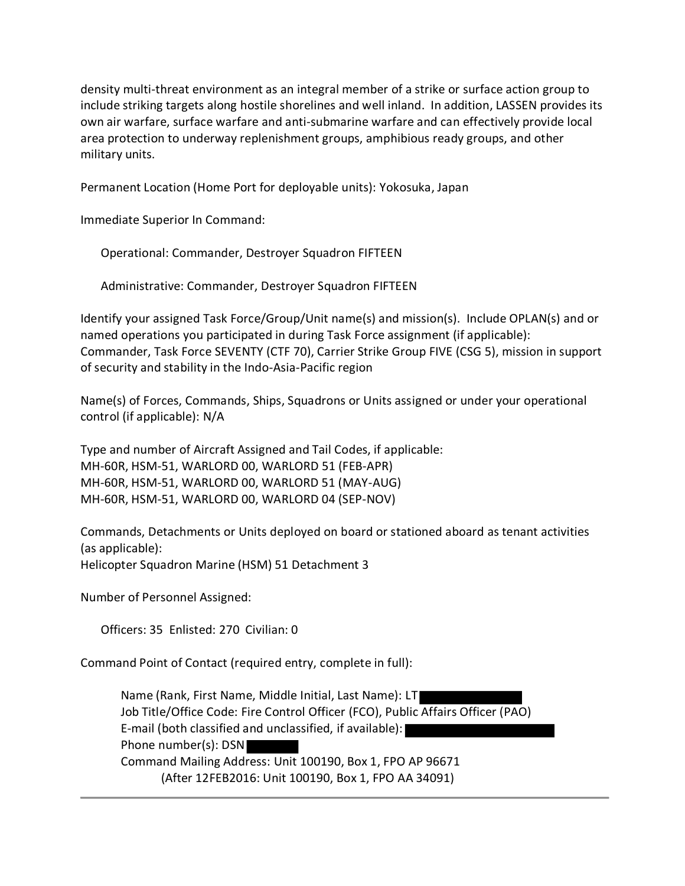density multi-threat environment as an integral member of a strike or surface action group to include striking targets along hostile shorelines and well inland. In addition, LASSEN provides its own air warfare, surface warfare and anti-submarine warfare and can effectively provide local area protection to underway replenishment groups, amphibious ready groups, and other military units.

Permanent Location (Home Port for deployable units): Yokosuka, Japan

Immediate Superior In Command:

Operational: Commander, Destroyer Squadron FIFTEEN

Administrative: Commander, Destroyer Squadron FIFTEEN

Identify your assigned Task Force/Group/Unit name(s) and mission(s). Include OPLAN(s) and or named operations you participated in during Task Force assignment (if applicable):
Commander, Task Force SEVENTY (CTF 70), Carrier Strike Group FIVE (CSG 5), mission in support of security and stability in the Indo-Asia-Pacific region

Name(s) of Forces, Commands, Ships, Squadrons or Units assigned or under your operational control (if applicable): N/A

Type and number of Aircraft Assigned and Tail Codes, if applicable:
MH-60R, HSM-51, WARLORD 00, WARLORD 51 (FEB-APR)
MH-60R, HSM-51, WARLORD 00, WARLORD 51 (MAY-AUG)
MH-60R, HSM-51, WARLORD 00, WARLORD 04 (SEP-NOV)

Commands, Detachments or Units deployed on board or stationed aboard as tenant activities (as applicable):
Helicopter Squadron Marine (HSM) 51 Detachment 3

Number of Personnel Assigned:

Officers: 35 Enlisted: 270 Civilian: 0

Command Point of Contact (required entry, complete in full):

Name (Rank, First Name, Middle Initial, Last Name): LT [REDACTED]
Job Title/Office Code: Fire Control Officer (FCO), Public Affairs Officer (PAO)
E-mail (both classified and unclassified, if available): [REDACTED]
Phone number(s): DSN [REDACTED]
Command Mailing Address: Unit 100190, Box 1, FPO AP 96671
(After 12FEB2016: Unit 100190, Box 1, FPO AA 34091)

---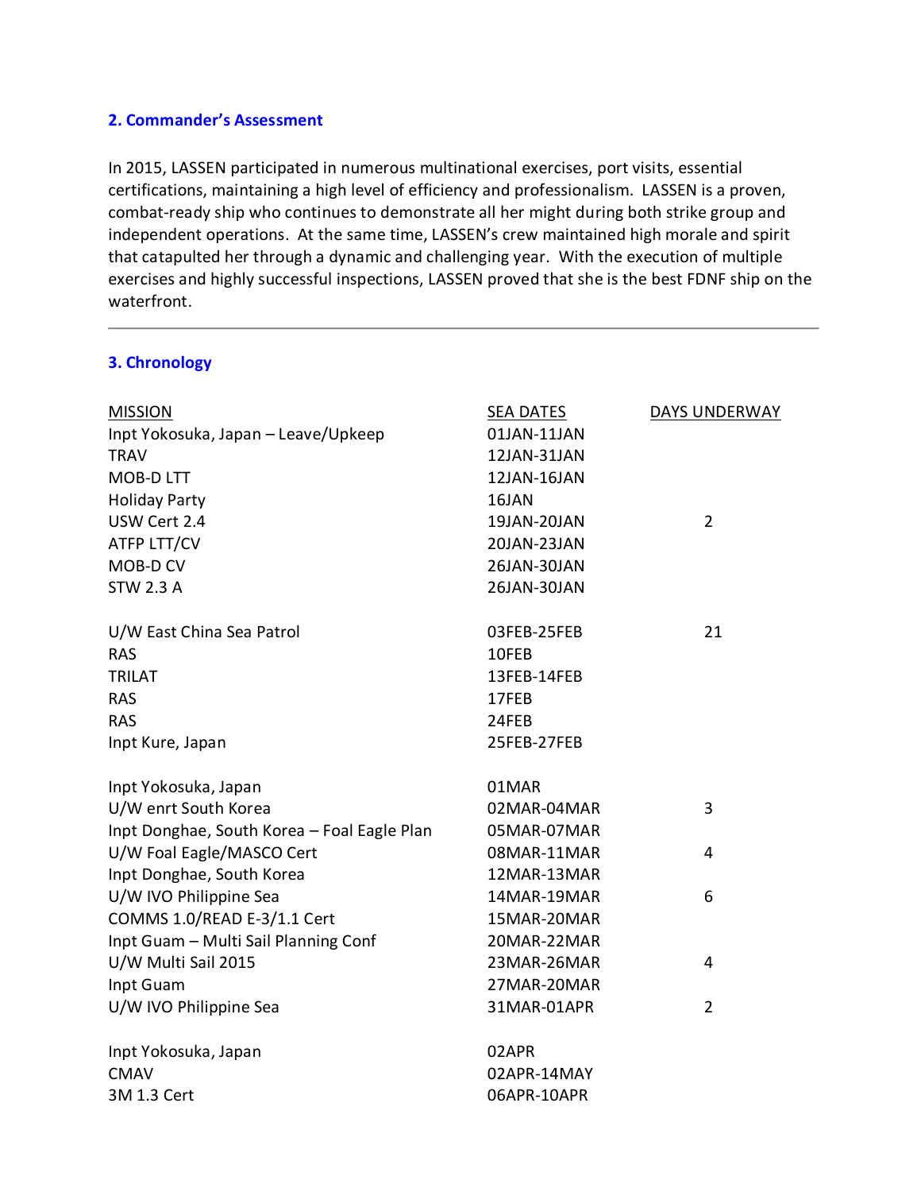## 2. Commander's Assessment

In 2015, LASSEN participated in numerous multinational exercises, port visits, essential certifications, maintaining a high level of efficiency and professionalism. LASSEN is a proven, combat-ready ship who continues to demonstrate all her might during both strike group and independent operations. At the same time, LASSEN's crew maintained high morale and spirit that catapulted her through a dynamic and challenging year. With the execution of multiple exercises and highly successful inspections, LASSEN proved that she is the best FDNF ship on the waterfront.

---

## 3. Chronology

| MISSION | SEA DATES | DAYS UNDERWAY |
|---|---|---|
| Inpt Yokosuka, Japan – Leave/Upkeep | 01JAN-11JAN | |
| TRAV | 12JAN-31JAN | |
| MOB-D LTT | 12JAN-16JAN | |
| Holiday Party | 16JAN | |
| USW Cert 2.4 | 19JAN-20JAN | 2 |
| ATFP LTT/CV | 20JAN-23JAN | |
| MOB-D CV | 26JAN-30JAN | |
| STW 2.3 A | 26JAN-30JAN | |
| | | |
| U/W East China Sea Patrol | 03FEB-25FEB | 21 |
| RAS | 10FEB | |
| TRILAT | 13FEB-14FEB | |
| RAS | 17FEB | |
| RAS | 24FEB | |
| Inpt Kure, Japan | 25FEB-27FEB | |
| | | |
| Inpt Yokosuka, Japan | 01MAR | |
| U/W enrt South Korea | 02MAR-04MAR | 3 |
| Inpt Donghae, South Korea – Foal Eagle Plan | 05MAR-07MAR | |
| U/W Foal Eagle/MASCO Cert | 08MAR-11MAR | 4 |
| Inpt Donghae, South Korea | 12MAR-13MAR | |
| U/W IVO Philippine Sea | 14MAR-19MAR | 6 |
| COMMS 1.0/READ E-3/1.1 Cert | 15MAR-20MAR | |
| Inpt Guam – Multi Sail Planning Conf | 20MAR-22MAR | |
| U/W Multi Sail 2015 | 23MAR-26MAR | 4 |
| Inpt Guam | 27MAR-20MAR | |
| U/W IVO Philippine Sea | 31MAR-01APR | 2 |
| | | |
| Inpt Yokosuka, Japan | 02APR | |
| CMAV | 02APR-14MAY | |
| 3M 1.3 Cert | 06APR-10APR | |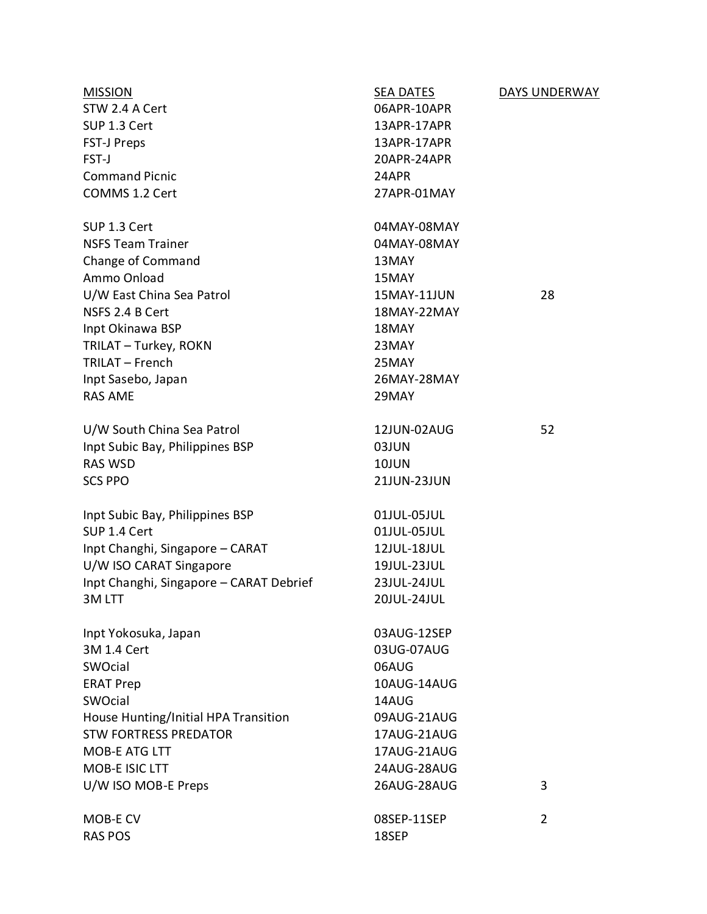| MISSION | SEA DATES | DAYS UNDERWAY |
| --- | --- | --- |
| STW 2.4 A Cert | 06APR-10APR | |
| SUP 1.3 Cert | 13APR-17APR | |
| FST-J Preps | 13APR-17APR | |
| FST-J | 20APR-24APR | |
| Command Picnic | 24APR | |
| COMMS 1.2 Cert | 27APR-01MAY | |
| | | |
| SUP 1.3 Cert | 04MAY-08MAY | |
| NSFS Team Trainer | 04MAY-08MAY | |
| Change of Command | 13MAY | |
| Ammo Onload | 15MAY | |
| U/W East China Sea Patrol | 15MAY-11JUN | 28 |
| NSFS 2.4 B Cert | 18MAY-22MAY | |
| Inpt Okinawa BSP | 18MAY | |
| TRILAT – Turkey, ROKN | 23MAY | |
| TRILAT – French | 25MAY | |
| Inpt Sasebo, Japan | 26MAY-28MAY | |
| RAS AME | 29MAY | |
| | | |
| U/W South China Sea Patrol | 12JUN-02AUG | 52 |
| Inpt Subic Bay, Philippines BSP | 03JUN | |
| RAS WSD | 10JUN | |
| SCS PPO | 21JUN-23JUN | |
| | | |
| Inpt Subic Bay, Philippines BSP | 01JUL-05JUL | |
| SUP 1.4 Cert | 01JUL-05JUL | |
| Inpt Changhi, Singapore – CARAT | 12JUL-18JUL | |
| U/W ISO CARAT Singapore | 19JUL-23JUL | |
| Inpt Changhi, Singapore – CARAT Debrief | 23JUL-24JUL | |
| 3M LTT | 20JUL-24JUL | |
| | | |
| Inpt Yokosuka, Japan | 03AUG-12SEP | |
| 3M 1.4 Cert | 03UG-07AUG | |
| SWOcial | 06AUG | |
| ERAT Prep | 10AUG-14AUG | |
| SWOcial | 14AUG | |
| House Hunting/Initial HPA Transition | 09AUG-21AUG | |
| STW FORTRESS PREDATOR | 17AUG-21AUG | |
| MOB-E ATG LTT | 17AUG-21AUG | |
| MOB-E ISIC LTT | 24AUG-28AUG | |
| U/W ISO MOB-E Preps | 26AUG-28AUG | 3 |
| | | |
| MOB-E CV | 08SEP-11SEP | 2 |
| RAS POS | 18SEP | |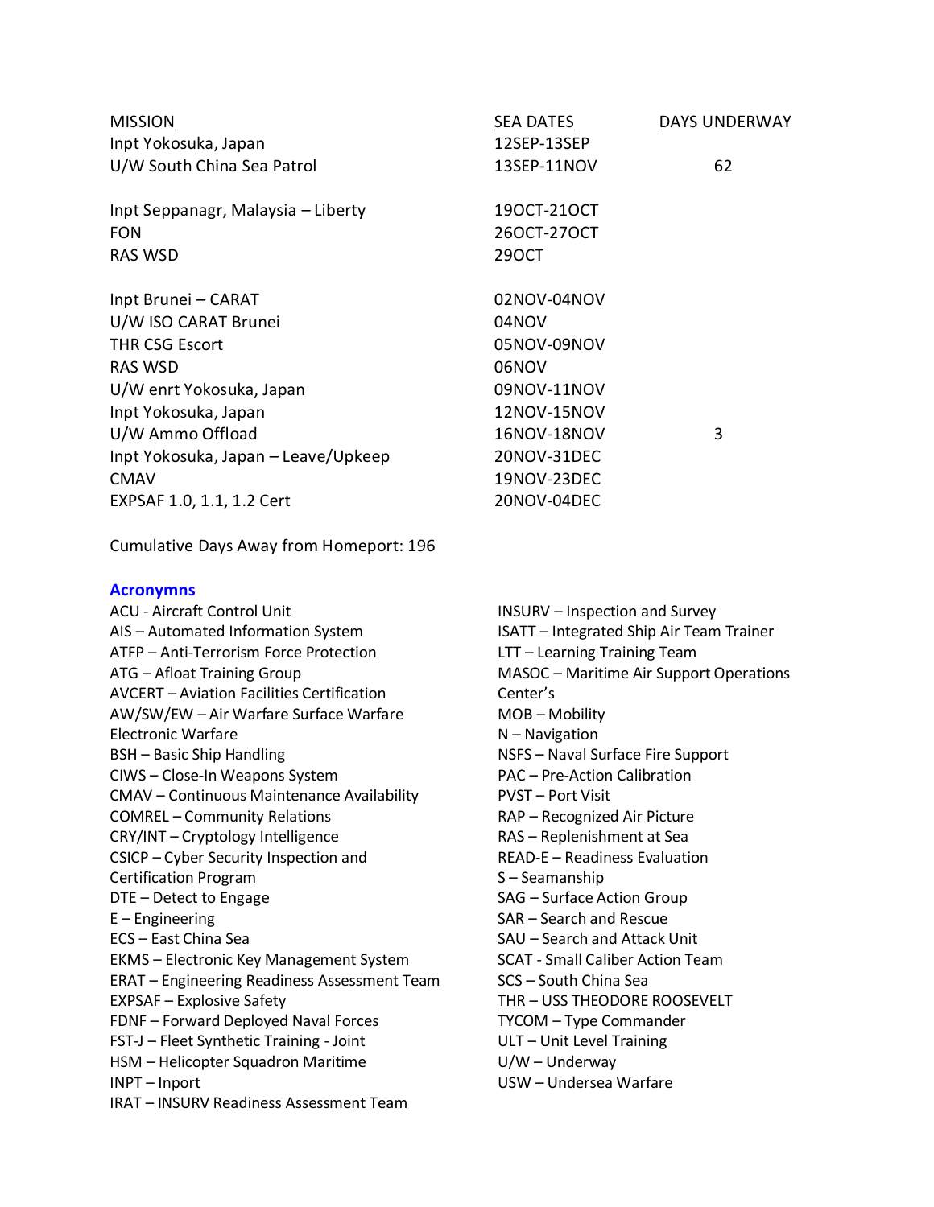| MISSION | SEA DATES | DAYS UNDERWAY |
| --- | --- | --- |
| Inpt Yokosuka, Japan | 12SEP-13SEP | |
| U/W South China Sea Patrol | 13SEP-11NOV | 62 |
| | | |
| Inpt Seppanagr, Malaysia – Liberty | 19OCT-21OCT | |
| FON | 26OCT-27OCT | |
| RAS WSD | 29OCT | |
| | | |
| Inpt Brunei – CARAT | 02NOV-04NOV | |
| U/W ISO CARAT Brunei | 04NOV | |
| THR CSG Escort | 05NOV-09NOV | |
| RAS WSD | 06NOV | |
| U/W enrt Yokosuka, Japan | 09NOV-11NOV | |
| Inpt Yokosuka, Japan | 12NOV-15NOV | |
| U/W Ammo Offload | 16NOV-18NOV | 3 |
| Inpt Yokosuka, Japan – Leave/Upkeep | 20NOV-31DEC | |
| CMAV | 19NOV-23DEC | |
| EXPSAF 1.0, 1.1, 1.2 Cert | 20NOV-04DEC | |

Cumulative Days Away from Homeport: 196

## Acronymns

ACU - Aircraft Control Unit
AIS – Automated Information System
ATFP – Anti-Terrorism Force Protection
ATG – Afloat Training Group
AVCERT – Aviation Facilities Certification
AW/SW/EW – Air Warfare Surface Warfare Electronic Warfare
BSH – Basic Ship Handling
CIWS – Close-In Weapons System
CMAV – Continuous Maintenance Availability
COMREL – Community Relations
CRY/INT – Cryptology Intelligence
CSICP – Cyber Security Inspection and Certification Program
DTE – Detect to Engage
E – Engineering
ECS – East China Sea
EKMS – Electronic Key Management System
ERAT – Engineering Readiness Assessment Team
EXPSAF – Explosive Safety
FDNF – Forward Deployed Naval Forces
FST-J – Fleet Synthetic Training - Joint
HSM – Helicopter Squadron Maritime
INPT – Inport
IRAT – INSURV Readiness Assessment Team
INSURV – Inspection and Survey
ISATT – Integrated Ship Air Team Trainer
LTT – Learning Training Team
MASOC – Maritime Air Support Operations Center's
MOB – Mobility
N – Navigation
NSFS – Naval Surface Fire Support
PAC – Pre-Action Calibration
PVST – Port Visit
RAP – Recognized Air Picture
RAS – Replenishment at Sea
READ-E – Readiness Evaluation
S – Seamanship
SAG – Surface Action Group
SAR – Search and Rescue
SAU – Search and Attack Unit
SCAT - Small Caliber Action Team
SCS – South China Sea
THR – USS THEODORE ROOSEVELT
TYCOM – Type Commander
ULT – Unit Level Training
U/W – Underway
USW – Undersea Warfare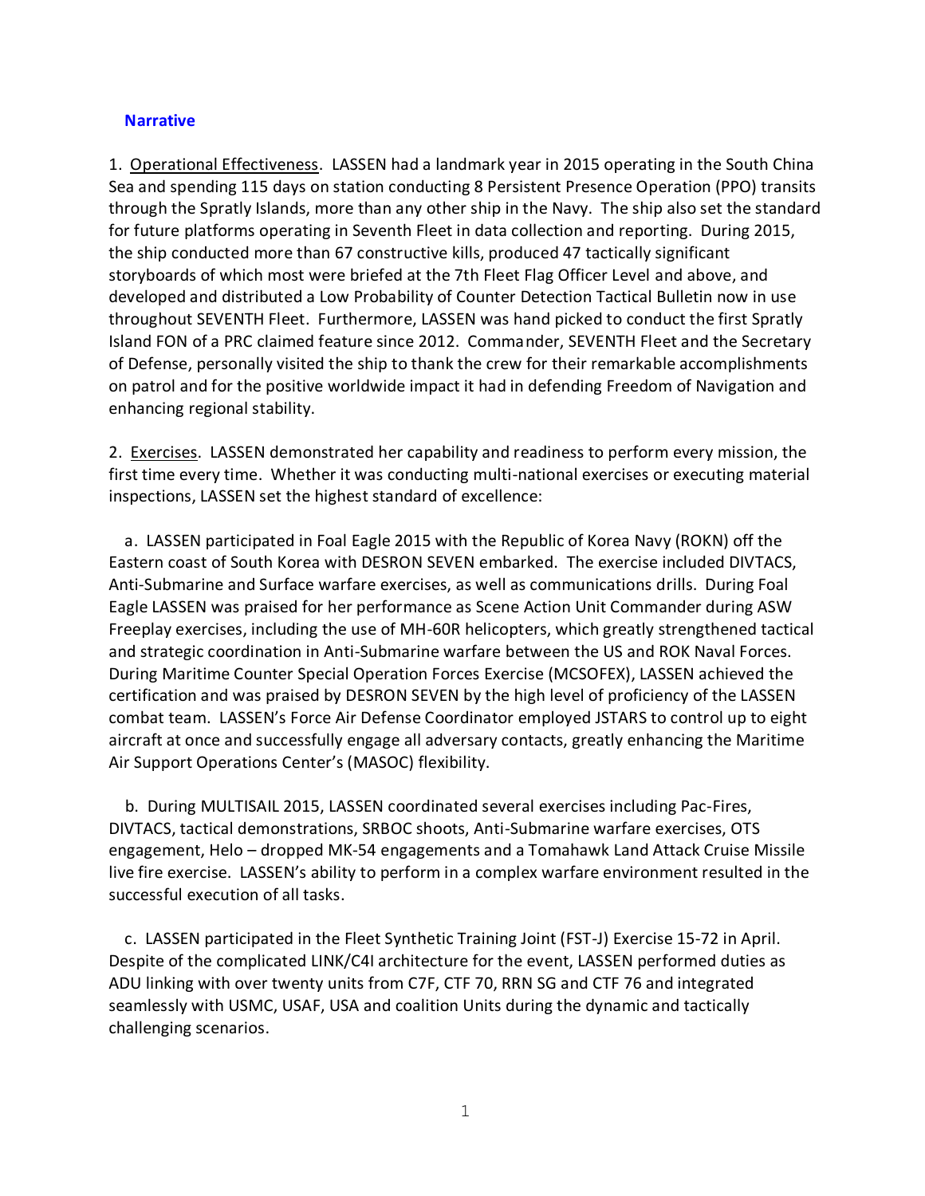## Narrative

1. Operational Effectiveness. LASSEN had a landmark year in 2015 operating in the South China Sea and spending 115 days on station conducting 8 Persistent Presence Operation (PPO) transits through the Spratly Islands, more than any other ship in the Navy. The ship also set the standard for future platforms operating in Seventh Fleet in data collection and reporting. During 2015, the ship conducted more than 67 constructive kills, produced 47 tactically significant storyboards of which most were briefed at the 7th Fleet Flag Officer Level and above, and developed and distributed a Low Probability of Counter Detection Tactical Bulletin now in use throughout SEVENTH Fleet. Furthermore, LASSEN was hand picked to conduct the first Spratly Island FON of a PRC claimed feature since 2012. Commander, SEVENTH Fleet and the Secretary of Defense, personally visited the ship to thank the crew for their remarkable accomplishments on patrol and for the positive worldwide impact it had in defending Freedom of Navigation and enhancing regional stability.

2. Exercises. LASSEN demonstrated her capability and readiness to perform every mission, the first time every time. Whether it was conducting multi-national exercises or executing material inspections, LASSEN set the highest standard of excellence:

a. LASSEN participated in Foal Eagle 2015 with the Republic of Korea Navy (ROKN) off the Eastern coast of South Korea with DESRON SEVEN embarked. The exercise included DIVTACS, Anti-Submarine and Surface warfare exercises, as well as communications drills. During Foal Eagle LASSEN was praised for her performance as Scene Action Unit Commander during ASW Freeplay exercises, including the use of MH-60R helicopters, which greatly strengthened tactical and strategic coordination in Anti-Submarine warfare between the US and ROK Naval Forces. During Maritime Counter Special Operation Forces Exercise (MCSOFEX), LASSEN achieved the certification and was praised by DESRON SEVEN by the high level of proficiency of the LASSEN combat team. LASSEN's Force Air Defense Coordinator employed JSTARS to control up to eight aircraft at once and successfully engage all adversary contacts, greatly enhancing the Maritime Air Support Operations Center's (MASOC) flexibility.

b. During MULTISAIL 2015, LASSEN coordinated several exercises including Pac-Fires, DIVTACS, tactical demonstrations, SRBOC shoots, Anti-Submarine warfare exercises, OTS engagement, Helo – dropped MK-54 engagements and a Tomahawk Land Attack Cruise Missile live fire exercise. LASSEN's ability to perform in a complex warfare environment resulted in the successful execution of all tasks.

c. LASSEN participated in the Fleet Synthetic Training Joint (FST-J) Exercise 15-72 in April. Despite of the complicated LINK/C4I architecture for the event, LASSEN performed duties as ADU linking with over twenty units from C7F, CTF 70, RRN SG and CTF 76 and integrated seamlessly with USMC, USAF, USA and coalition Units during the dynamic and tactically challenging scenarios.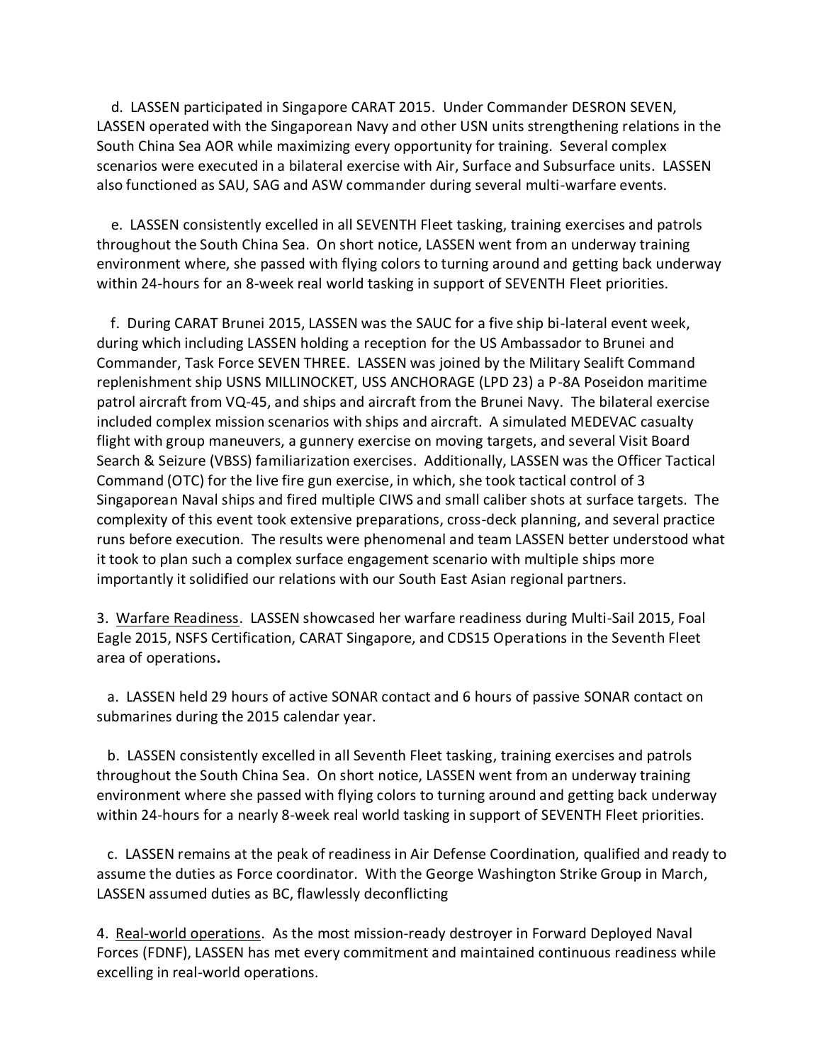d. LASSEN participated in Singapore CARAT 2015. Under Commander DESRON SEVEN, LASSEN operated with the Singaporean Navy and other USN units strengthening relations in the South China Sea AOR while maximizing every opportunity for training. Several complex scenarios were executed in a bilateral exercise with Air, Surface and Subsurface units. LASSEN also functioned as SAU, SAG and ASW commander during several multi-warfare events.

e. LASSEN consistently excelled in all SEVENTH Fleet tasking, training exercises and patrols throughout the South China Sea. On short notice, LASSEN went from an underway training environment where, she passed with flying colors to turning around and getting back underway within 24-hours for an 8-week real world tasking in support of SEVENTH Fleet priorities.

f. During CARAT Brunei 2015, LASSEN was the SAUC for a five ship bi-lateral event week, during which including LASSEN holding a reception for the US Ambassador to Brunei and Commander, Task Force SEVEN THREE. LASSEN was joined by the Military Sealift Command replenishment ship USNS MILLINOCKET, USS ANCHORAGE (LPD 23) a P-8A Poseidon maritime patrol aircraft from VQ-45, and ships and aircraft from the Brunei Navy. The bilateral exercise included complex mission scenarios with ships and aircraft. A simulated MEDEVAC casualty flight with group maneuvers, a gunnery exercise on moving targets, and several Visit Board Search & Seizure (VBSS) familiarization exercises. Additionally, LASSEN was the Officer Tactical Command (OTC) for the live fire gun exercise, in which, she took tactical control of 3 Singaporean Naval ships and fired multiple CIWS and small caliber shots at surface targets. The complexity of this event took extensive preparations, cross-deck planning, and several practice runs before execution. The results were phenomenal and team LASSEN better understood what it took to plan such a complex surface engagement scenario with multiple ships more importantly it solidified our relations with our South East Asian regional partners.

3. Warfare Readiness. LASSEN showcased her warfare readiness during Multi-Sail 2015, Foal Eagle 2015, NSFS Certification, CARAT Singapore, and CDS15 Operations in the Seventh Fleet area of operations**.**

a. LASSEN held 29 hours of active SONAR contact and 6 hours of passive SONAR contact on submarines during the 2015 calendar year.

b. LASSEN consistently excelled in all Seventh Fleet tasking, training exercises and patrols throughout the South China Sea. On short notice, LASSEN went from an underway training environment where she passed with flying colors to turning around and getting back underway within 24-hours for a nearly 8-week real world tasking in support of SEVENTH Fleet priorities.

c. LASSEN remains at the peak of readiness in Air Defense Coordination, qualified and ready to assume the duties as Force coordinator. With the George Washington Strike Group in March, LASSEN assumed duties as BC, flawlessly deconflicting

4. Real-world operations. As the most mission-ready destroyer in Forward Deployed Naval Forces (FDNF), LASSEN has met every commitment and maintained continuous readiness while excelling in real-world operations.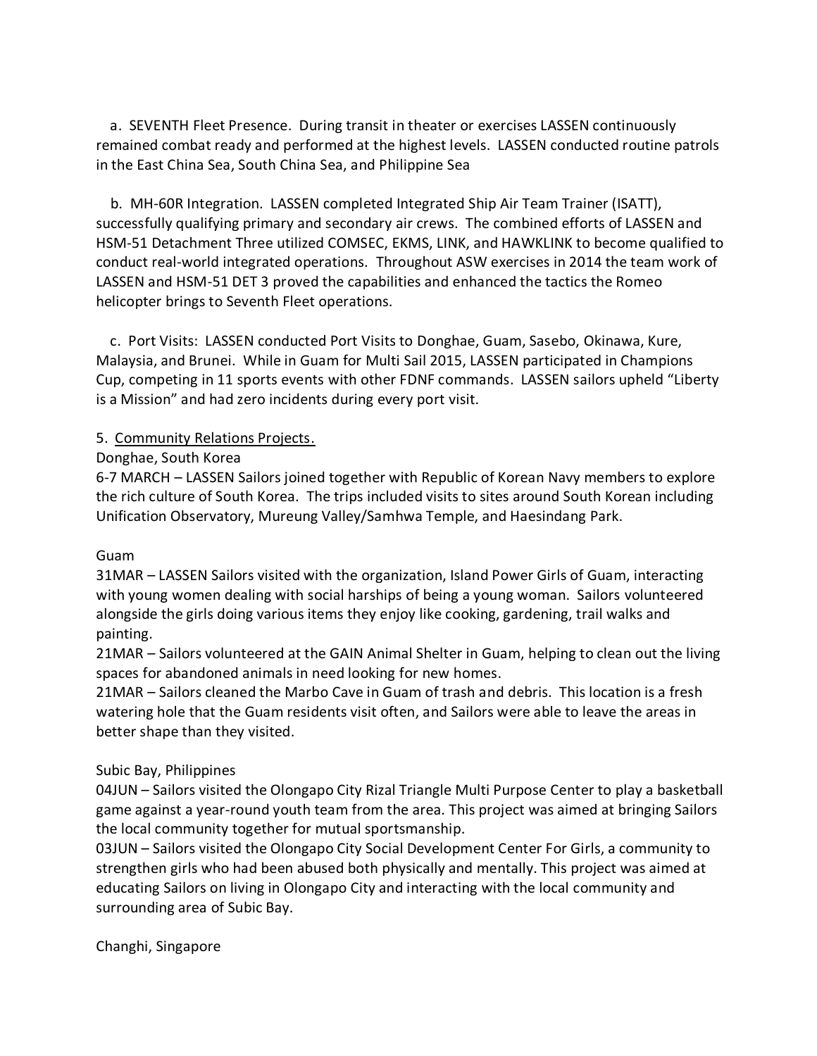a. SEVENTH Fleet Presence. During transit in theater or exercises LASSEN continuously remained combat ready and performed at the highest levels. LASSEN conducted routine patrols in the East China Sea, South China Sea, and Philippine Sea

b. MH-60R Integration. LASSEN completed Integrated Ship Air Team Trainer (ISATT), successfully qualifying primary and secondary air crews. The combined efforts of LASSEN and HSM-51 Detachment Three utilized COMSEC, EKMS, LINK, and HAWKLINK to become qualified to conduct real-world integrated operations. Throughout ASW exercises in 2014 the team work of LASSEN and HSM-51 DET 3 proved the capabilities and enhanced the tactics the Romeo helicopter brings to Seventh Fleet operations.

c. Port Visits: LASSEN conducted Port Visits to Donghae, Guam, Sasebo, Okinawa, Kure, Malaysia, and Brunei. While in Guam for Multi Sail 2015, LASSEN participated in Champions Cup, competing in 11 sports events with other FDNF commands. LASSEN sailors upheld "Liberty is a Mission" and had zero incidents during every port visit.

5. <u>Community Relations Projects.</u>

Donghae, South Korea

6-7 MARCH – LASSEN Sailors joined together with Republic of Korean Navy members to explore the rich culture of South Korea. The trips included visits to sites around South Korean including Unification Observatory, Mureung Valley/Samhwa Temple, and Haesindang Park.

Guam

31MAR – LASSEN Sailors visited with the organization, Island Power Girls of Guam, interacting with young women dealing with social harships of being a young woman. Sailors volunteered alongside the girls doing various items they enjoy like cooking, gardening, trail walks and painting.

21MAR – Sailors volunteered at the GAIN Animal Shelter in Guam, helping to clean out the living spaces for abandoned animals in need looking for new homes.

21MAR – Sailors cleaned the Marbo Cave in Guam of trash and debris. This location is a fresh watering hole that the Guam residents visit often, and Sailors were able to leave the areas in better shape than they visited.

Subic Bay, Philippines

04JUN – Sailors visited the Olongapo City Rizal Triangle Multi Purpose Center to play a basketball game against a year-round youth team from the area. This project was aimed at bringing Sailors the local community together for mutual sportsmanship.

03JUN – Sailors visited the Olongapo City Social Development Center For Girls, a community to strengthen girls who had been abused both physically and mentally. This project was aimed at educating Sailors on living in Olongapo City and interacting with the local community and surrounding area of Subic Bay.

Changhi, Singapore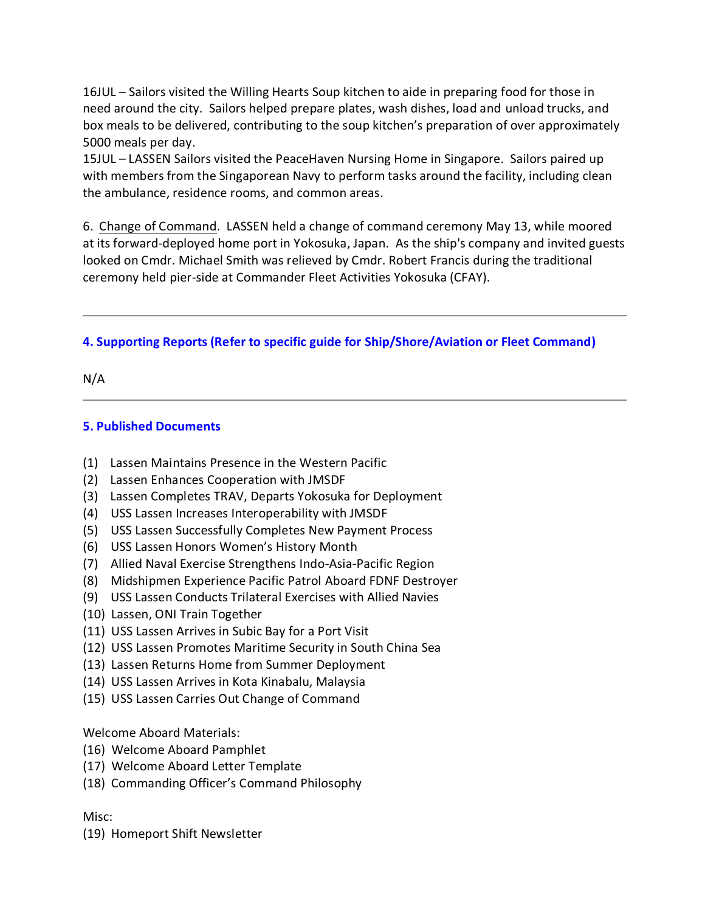16JUL – Sailors visited the Willing Hearts Soup kitchen to aide in preparing food for those in need around the city. Sailors helped prepare plates, wash dishes, load and unload trucks, and box meals to be delivered, contributing to the soup kitchen's preparation of over approximately 5000 meals per day.
15JUL – LASSEN Sailors visited the PeaceHaven Nursing Home in Singapore. Sailors paired up with members from the Singaporean Navy to perform tasks around the facility, including clean the ambulance, residence rooms, and common areas.

6. Change of Command. LASSEN held a change of command ceremony May 13, while moored at its forward-deployed home port in Yokosuka, Japan. As the ship's company and invited guests looked on Cmdr. Michael Smith was relieved by Cmdr. Robert Francis during the traditional ceremony held pier-side at Commander Fleet Activities Yokosuka (CFAY).

---

## 4. Supporting Reports (Refer to specific guide for Ship/Shore/Aviation or Fleet Command)

N/A

---

## 5. Published Documents

(1) Lassen Maintains Presence in the Western Pacific
(2) Lassen Enhances Cooperation with JMSDF
(3) Lassen Completes TRAV, Departs Yokosuka for Deployment
(4) USS Lassen Increases Interoperability with JMSDF
(5) USS Lassen Successfully Completes New Payment Process
(6) USS Lassen Honors Women's History Month
(7) Allied Naval Exercise Strengthens Indo-Asia-Pacific Region
(8) Midshipmen Experience Pacific Patrol Aboard FDNF Destroyer
(9) USS Lassen Conducts Trilateral Exercises with Allied Navies
(10) Lassen, ONI Train Together
(11) USS Lassen Arrives in Subic Bay for a Port Visit
(12) USS Lassen Promotes Maritime Security in South China Sea
(13) Lassen Returns Home from Summer Deployment
(14) USS Lassen Arrives in Kota Kinabalu, Malaysia
(15) USS Lassen Carries Out Change of Command

Welcome Aboard Materials:
(16) Welcome Aboard Pamphlet
(17) Welcome Aboard Letter Template
(18) Commanding Officer's Command Philosophy

Misc:
(19) Homeport Shift Newsletter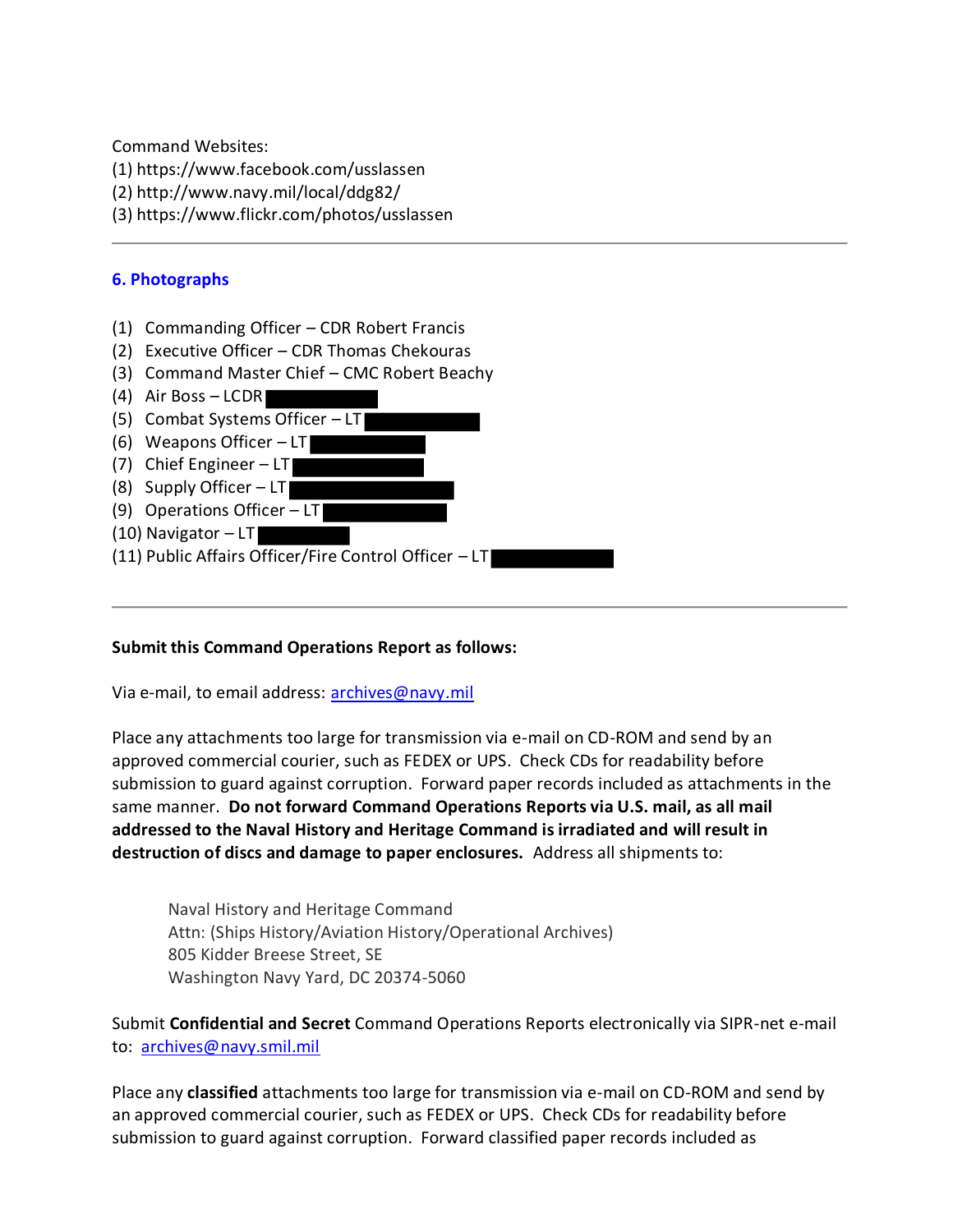Command Websites:
(1) https://www.facebook.com/usslassen
(2) http://www.navy.mil/local/ddg82/
(3) https://www.flickr.com/photos/usslassen

---

## 6. Photographs

(1) Commanding Officer – CDR Robert Francis
(2) Executive Officer – CDR Thomas Chekouras
(3) Command Master Chief – CMC Robert Beachy
(4) Air Boss – LCDR
(5) Combat Systems Officer – LT
(6) Weapons Officer – LT
(7) Chief Engineer – LT
(8) Supply Officer – LT
(9) Operations Officer – LT
(10) Navigator – LT
(11) Public Affairs Officer/Fire Control Officer – LT

---

**Submit this Command Operations Report as follows:**

Via e-mail, to email address: archives@navy.mil

Place any attachments too large for transmission via e-mail on CD-ROM and send by an approved commercial courier, such as FEDEX or UPS. Check CDs for readability before submission to guard against corruption. Forward paper records included as attachments in the same manner. **Do not forward Command Operations Reports via U.S. mail, as all mail addressed to the Naval History and Heritage Command is irradiated and will result in destruction of discs and damage to paper enclosures.** Address all shipments to:

> Naval History and Heritage Command
> Attn: (Ships History/Aviation History/Operational Archives)
> 805 Kidder Breese Street, SE
> Washington Navy Yard, DC 20374-5060

Submit **Confidential and Secret** Command Operations Reports electronically via SIPR-net e-mail to: archives@navy.smil.mil

Place any **classified** attachments too large for transmission via e-mail on CD-ROM and send by an approved commercial courier, such as FEDEX or UPS. Check CDs for readability before submission to guard against corruption. Forward classified paper records included as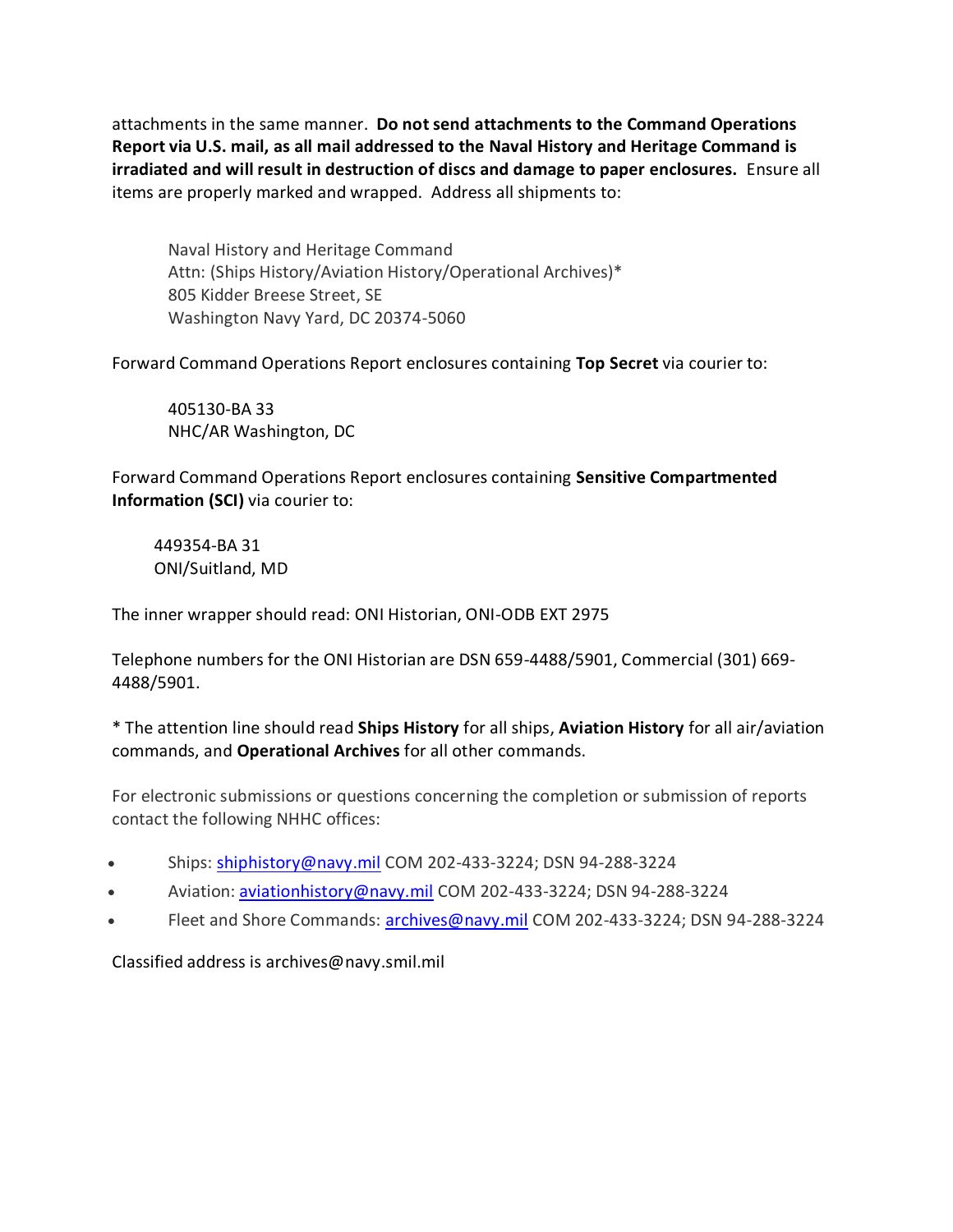attachments in the same manner. **Do not send attachments to the Command Operations Report via U.S. mail, as all mail addressed to the Naval History and Heritage Command is irradiated and will result in destruction of discs and damage to paper enclosures.** Ensure all items are properly marked and wrapped. Address all shipments to:

> Naval History and Heritage Command
> Attn: (Ships History/Aviation History/Operational Archives)*
> 805 Kidder Breese Street, SE
> Washington Navy Yard, DC 20374-5060

Forward Command Operations Report enclosures containing **Top Secret** via courier to:

> 405130-BA 33
> NHC/AR Washington, DC

Forward Command Operations Report enclosures containing **Sensitive Compartmented Information (SCI)** via courier to:

> 449354-BA 31
> ONI/Suitland, MD

The inner wrapper should read: ONI Historian, ONI-ODB EXT 2975

Telephone numbers for the ONI Historian are DSN 659-4488/5901, Commercial (301) 669-4488/5901.

* The attention line should read **Ships History** for all ships, **Aviation History** for all air/aviation commands, and **Operational Archives** for all other commands.

For electronic submissions or questions concerning the completion or submission of reports contact the following NHHC offices:

- Ships: shiphistory@navy.mil COM 202-433-3224; DSN 94-288-3224
- Aviation: aviationhistory@navy.mil COM 202-433-3224; DSN 94-288-3224
- Fleet and Shore Commands: archives@navy.mil COM 202-433-3224; DSN 94-288-3224

Classified address is archives@navy.smil.mil